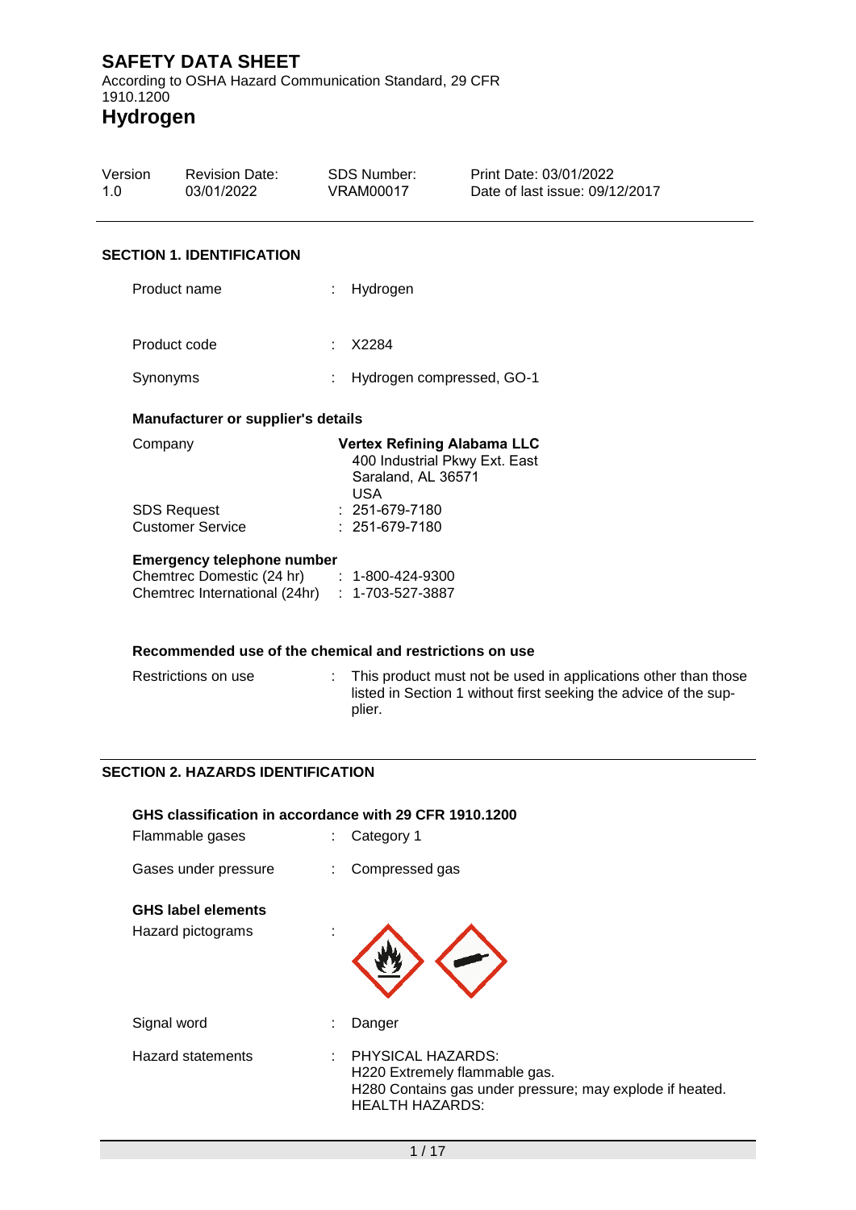# SAFETY DATA SHEET

According to OSHA Hazard Communication Standard, 29 CFR 1910.1200

# Hydrogen

| Version | Revision Date: | SDS Number: | Print Date: 03/01/2022 |
|---|---|---|---|
| 1.0 | 03/01/2022 | VRAM00017 | Date of last issue: 09/12/2017 |

## SECTION 1. IDENTIFICATION

Product name : Hydrogen

Product code : X2284

Synonyms : Hydrogen compressed, GO-1

### Manufacturer or supplier's details

Company : **Vertex Refining Alabama LLC**
400 Industrial Pkwy Ext. East
Saraland, AL 36571
USA

SDS Request : 251-679-7180

Customer Service : 251-679-7180

### Emergency telephone number

Chemtrec Domestic (24 hr) : 1-800-424-9300

Chemtrec International (24hr) : 1-703-527-3887

### Recommended use of the chemical and restrictions on use

Restrictions on use : This product must not be used in applications other than those listed in Section 1 without first seeking the advice of the supplier.

## SECTION 2. HAZARDS IDENTIFICATION

### GHS classification in accordance with 29 CFR 1910.1200

Flammable gases : Category 1

Gases under pressure : Compressed gas

### GHS label elements

Hazard pictograms :

Signal word : Danger

Hazard statements : PHYSICAL HAZARDS:
H220 Extremely flammable gas.
H280 Contains gas under pressure; may explode if heated.
HEALTH HAZARDS: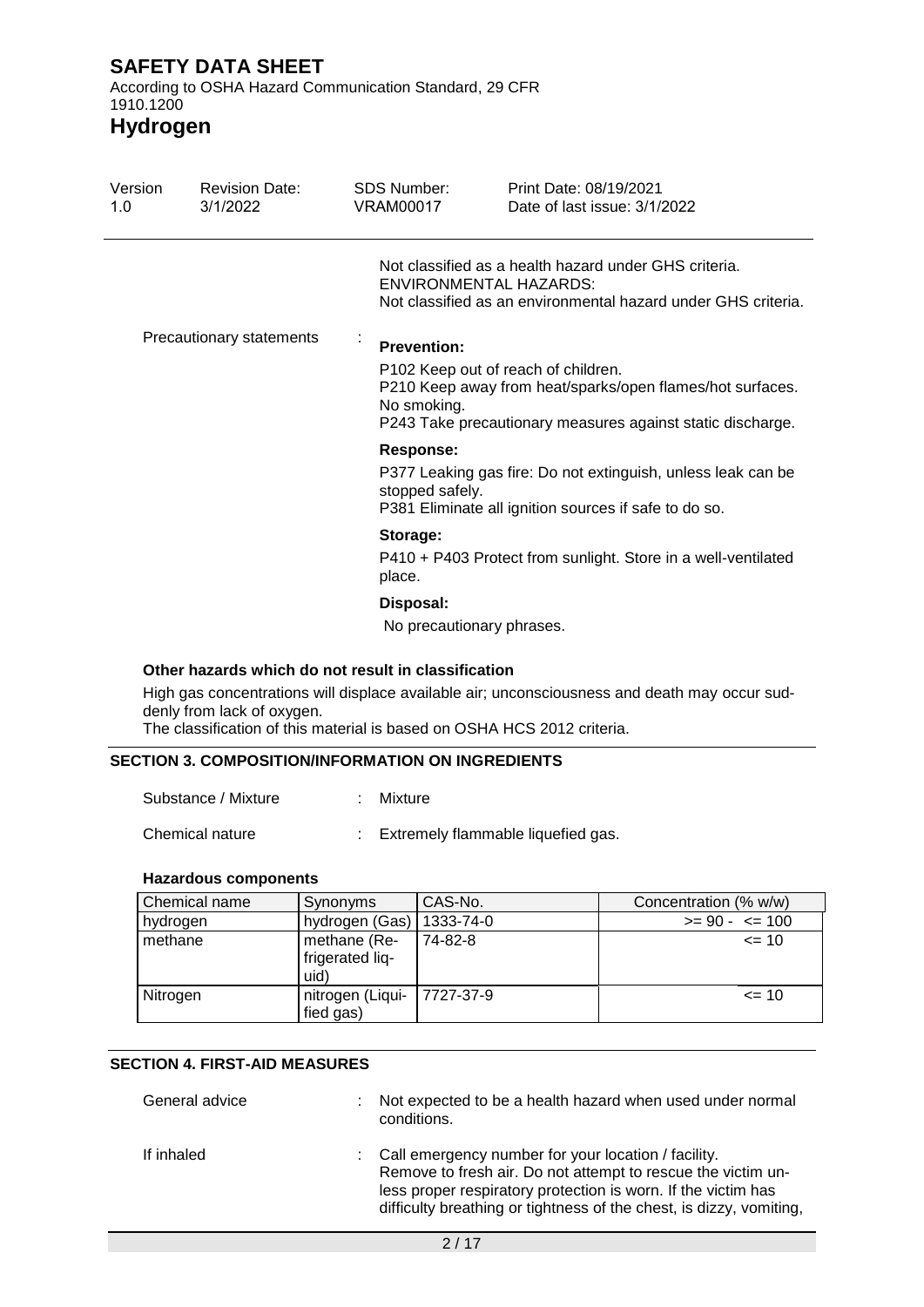Not classified as a health hazard under GHS criteria.
ENVIRONMENTAL HAZARDS:
Not classified as an environmental hazard under GHS criteria.

Precautionary statements :

**Prevention:**

P102 Keep out of reach of children.
P210 Keep away from heat/sparks/open flames/hot surfaces. No smoking.
P243 Take precautionary measures against static discharge.

**Response:**

P377 Leaking gas fire: Do not extinguish, unless leak can be stopped safely.
P381 Eliminate all ignition sources if safe to do so.

**Storage:**

P410 + P403 Protect from sunlight. Store in a well-ventilated place.

**Disposal:**

No precautionary phrases.

**Other hazards which do not result in classification**

High gas concentrations will displace available air; unconsciousness and death may occur suddenly from lack of oxygen.
The classification of this material is based on OSHA HCS 2012 criteria.

## SECTION 3. COMPOSITION/INFORMATION ON INGREDIENTS

Substance / Mixture : Mixture

Chemical nature : Extremely flammable liquefied gas.

**Hazardous components**

| Chemical name | Synonyms | CAS-No. | Concentration (% w/w) |
|---|---|---|---|
| hydrogen | hydrogen (Gas) | 1333-74-0 | >= 90 - <= 100 |
| methane | methane (Refrigerated liquid) | 74-82-8 | <= 10 |
| Nitrogen | nitrogen (Liquified gas) | 7727-37-9 | <= 10 |

## SECTION 4. FIRST-AID MEASURES

General advice : Not expected to be a health hazard when used under normal conditions.

If inhaled : Call emergency number for your location / facility. Remove to fresh air. Do not attempt to rescue the victim unless proper respiratory protection is worn. If the victim has difficulty breathing or tightness of the chest, is dizzy, vomiting,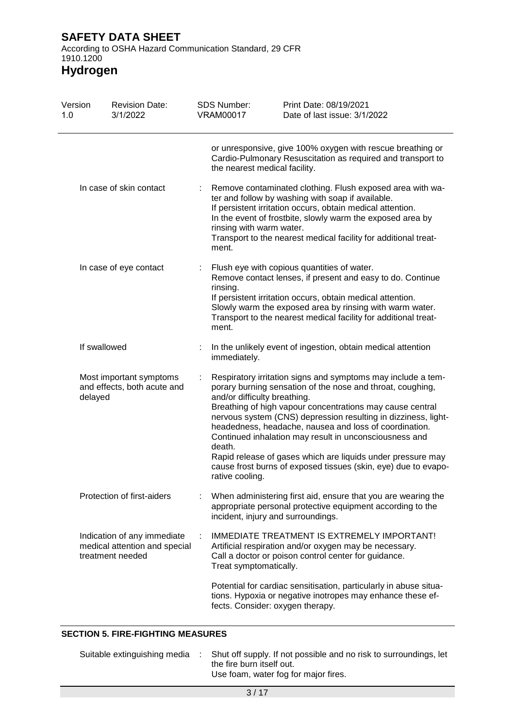or unresponsive, give 100% oxygen with rescue breathing or Cardio-Pulmonary Resuscitation as required and transport to the nearest medical facility.

| | |
|---|---|
| In case of skin contact | : Remove contaminated clothing. Flush exposed area with water and follow by washing with soap if available.<br>If persistent irritation occurs, obtain medical attention.<br>In the event of frostbite, slowly warm the exposed area by rinsing with warm water.<br>Transport to the nearest medical facility for additional treatment. |
| In case of eye contact | : Flush eye with copious quantities of water.<br>Remove contact lenses, if present and easy to do. Continue rinsing.<br>If persistent irritation occurs, obtain medical attention.<br>Slowly warm the exposed area by rinsing with warm water.<br>Transport to the nearest medical facility for additional treatment. |
| If swallowed | : In the unlikely event of ingestion, obtain medical attention immediately. |
| Most important symptoms and effects, both acute and delayed | : Respiratory irritation signs and symptoms may include a temporary burning sensation of the nose and throat, coughing, and/or difficulty breathing.<br>Breathing of high vapour concentrations may cause central nervous system (CNS) depression resulting in dizziness, light-headedness, headache, nausea and loss of coordination.<br>Continued inhalation may result in unconsciousness and death.<br>Rapid release of gases which are liquids under pressure may cause frost burns of exposed tissues (skin, eye) due to evaporative cooling. |
| Protection of first-aiders | : When administering first aid, ensure that you are wearing the appropriate personal protective equipment according to the incident, injury and surroundings. |
| Indication of any immediate medical attention and special treatment needed | : IMMEDIATE TREATMENT IS EXTREMELY IMPORTANT!<br>Artificial respiration and/or oxygen may be necessary.<br>Call a doctor or poison control center for guidance.<br>Treat symptomatically.<br><br>Potential for cardiac sensitisation, particularly in abuse situations. Hypoxia or negative inotropes may enhance these effects. Consider: oxygen therapy. |

## SECTION 5. FIRE-FIGHTING MEASURES

| | |
|---|---|
| Suitable extinguishing media | : Shut off supply. If not possible and no risk to surroundings, let the fire burn itself out.<br>Use foam, water fog for major fires. |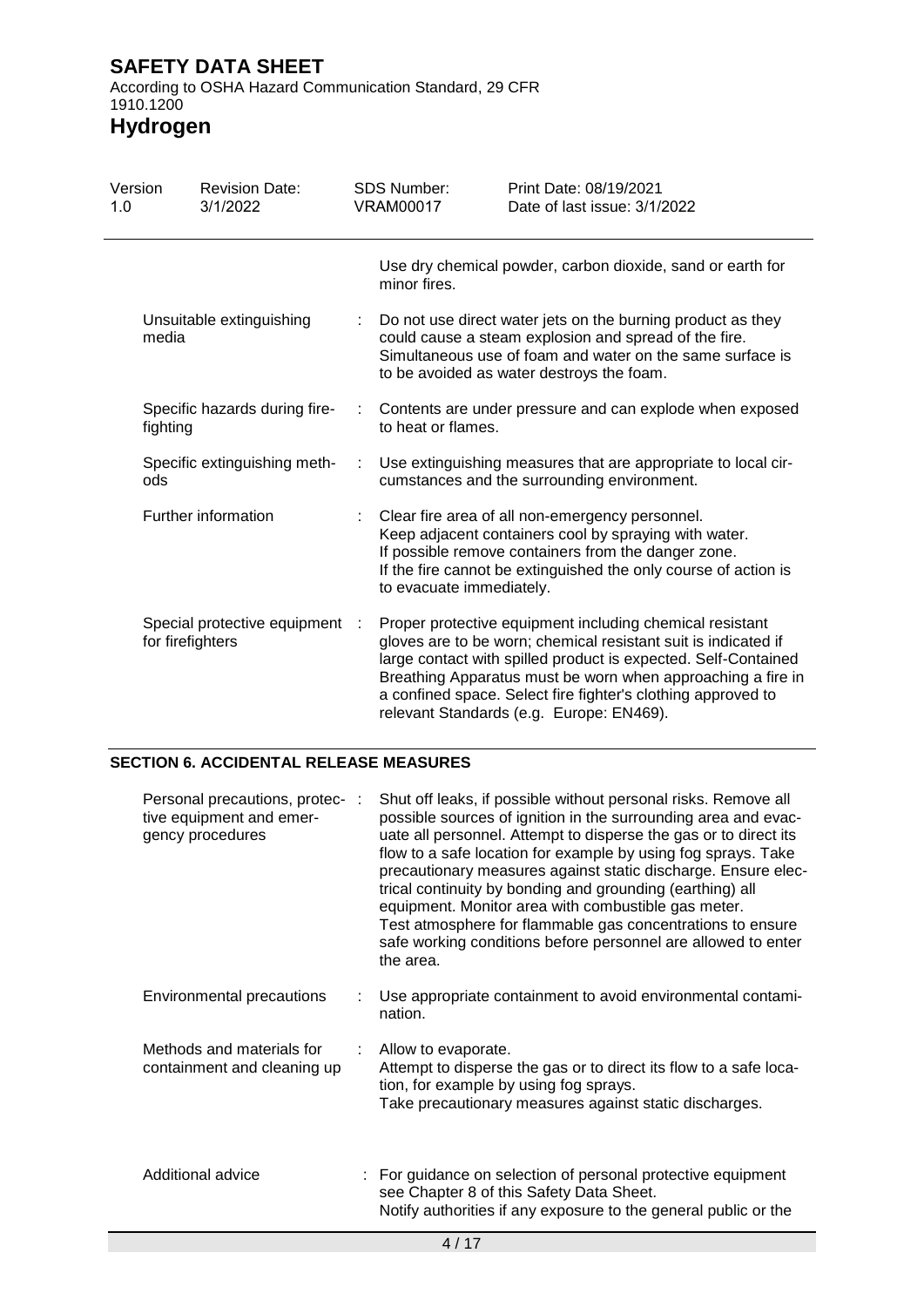Use dry chemical powder, carbon dioxide, sand or earth for minor fires.

| | | |
|---|---|---|
| Unsuitable extinguishing media | : | Do not use direct water jets on the burning product as they could cause a steam explosion and spread of the fire. Simultaneous use of foam and water on the same surface is to be avoided as water destroys the foam. |
| Specific hazards during fire-fighting | : | Contents are under pressure and can explode when exposed to heat or flames. |
| Specific extinguishing methods | : | Use extinguishing measures that are appropriate to local circumstances and the surrounding environment. |
| Further information | : | Clear fire area of all non-emergency personnel.<br>Keep adjacent containers cool by spraying with water.<br>If possible remove containers from the danger zone.<br>If the fire cannot be extinguished the only course of action is to evacuate immediately. |
| Special protective equipment for firefighters | : | Proper protective equipment including chemical resistant gloves are to be worn; chemical resistant suit is indicated if large contact with spilled product is expected. Self-Contained Breathing Apparatus must be worn when approaching a fire in a confined space. Select fire fighter's clothing approved to relevant Standards (e.g. Europe: EN469). |

## SECTION 6. ACCIDENTAL RELEASE MEASURES

| | | |
|---|---|---|
| Personal precautions, protective equipment and emergency procedures | : | Shut off leaks, if possible without personal risks. Remove all possible sources of ignition in the surrounding area and evacuate all personnel. Attempt to disperse the gas or to direct its flow to a safe location for example by using fog sprays. Take precautionary measures against static discharge. Ensure electrical continuity by bonding and grounding (earthing) all equipment. Monitor area with combustible gas meter.<br>Test atmosphere for flammable gas concentrations to ensure safe working conditions before personnel are allowed to enter the area. |
| Environmental precautions | : | Use appropriate containment to avoid environmental contamination. |
| Methods and materials for containment and cleaning up | : | Allow to evaporate.<br>Attempt to disperse the gas or to direct its flow to a safe location, for example by using fog sprays.<br>Take precautionary measures against static discharges. |
| Additional advice | : | For guidance on selection of personal protective equipment see Chapter 8 of this Safety Data Sheet.<br>Notify authorities if any exposure to the general public or the |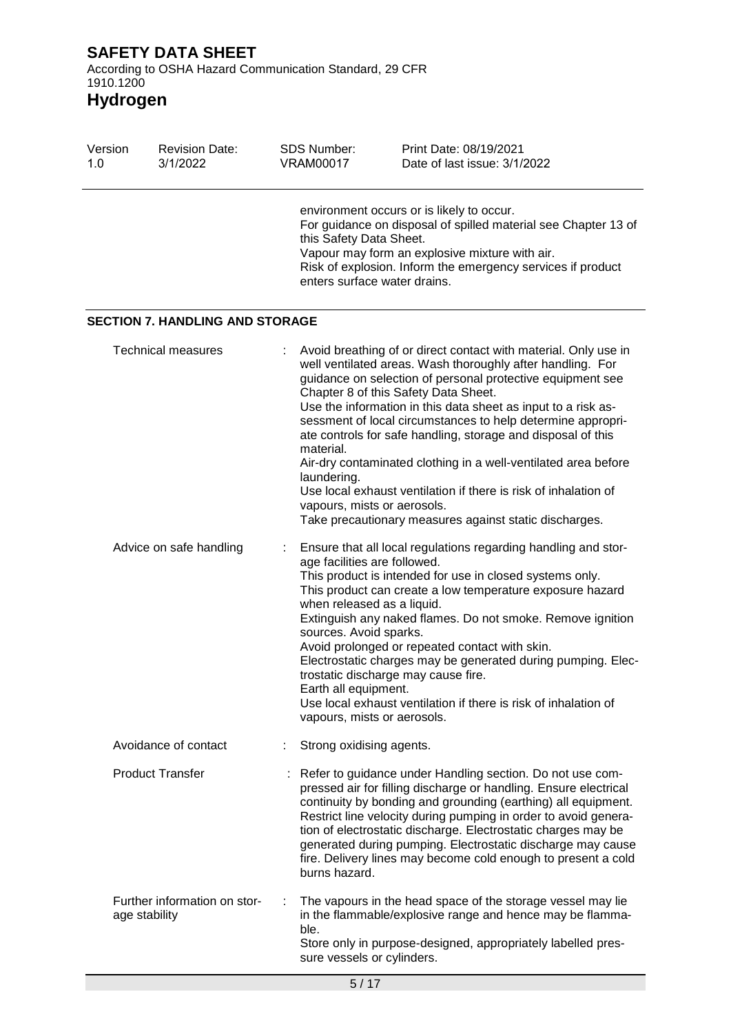environment occurs or is likely to occur.
For guidance on disposal of spilled material see Chapter 13 of this Safety Data Sheet.
Vapour may form an explosive mixture with air.
Risk of explosion. Inform the emergency services if product enters surface water drains.

## SECTION 7. HANDLING AND STORAGE

| | |
|---|---|
| Technical measures | : Avoid breathing of or direct contact with material. Only use in well ventilated areas. Wash thoroughly after handling. For guidance on selection of personal protective equipment see Chapter 8 of this Safety Data Sheet.<br>Use the information in this data sheet as input to a risk assessment of local circumstances to help determine appropriate controls for safe handling, storage and disposal of this material.<br>Air-dry contaminated clothing in a well-ventilated area before laundering.<br>Use local exhaust ventilation if there is risk of inhalation of vapours, mists or aerosols.<br>Take precautionary measures against static discharges. |
| Advice on safe handling | : Ensure that all local regulations regarding handling and storage facilities are followed.<br>This product is intended for use in closed systems only.<br>This product can create a low temperature exposure hazard when released as a liquid.<br>Extinguish any naked flames. Do not smoke. Remove ignition sources. Avoid sparks.<br>Avoid prolonged or repeated contact with skin.<br>Electrostatic charges may be generated during pumping. Electrostatic discharge may cause fire.<br>Earth all equipment.<br>Use local exhaust ventilation if there is risk of inhalation of vapours, mists or aerosols. |
| Avoidance of contact | : Strong oxidising agents. |
| Product Transfer | : Refer to guidance under Handling section. Do not use compressed air for filling discharge or handling. Ensure electrical continuity by bonding and grounding (earthing) all equipment. Restrict line velocity during pumping in order to avoid generation of electrostatic discharge. Electrostatic charges may be generated during pumping. Electrostatic discharge may cause fire. Delivery lines may become cold enough to present a cold burns hazard. |
| Further information on storage stability | : The vapours in the head space of the storage vessel may lie in the flammable/explosive range and hence may be flammable.<br>Store only in purpose-designed, appropriately labelled pressure vessels or cylinders. |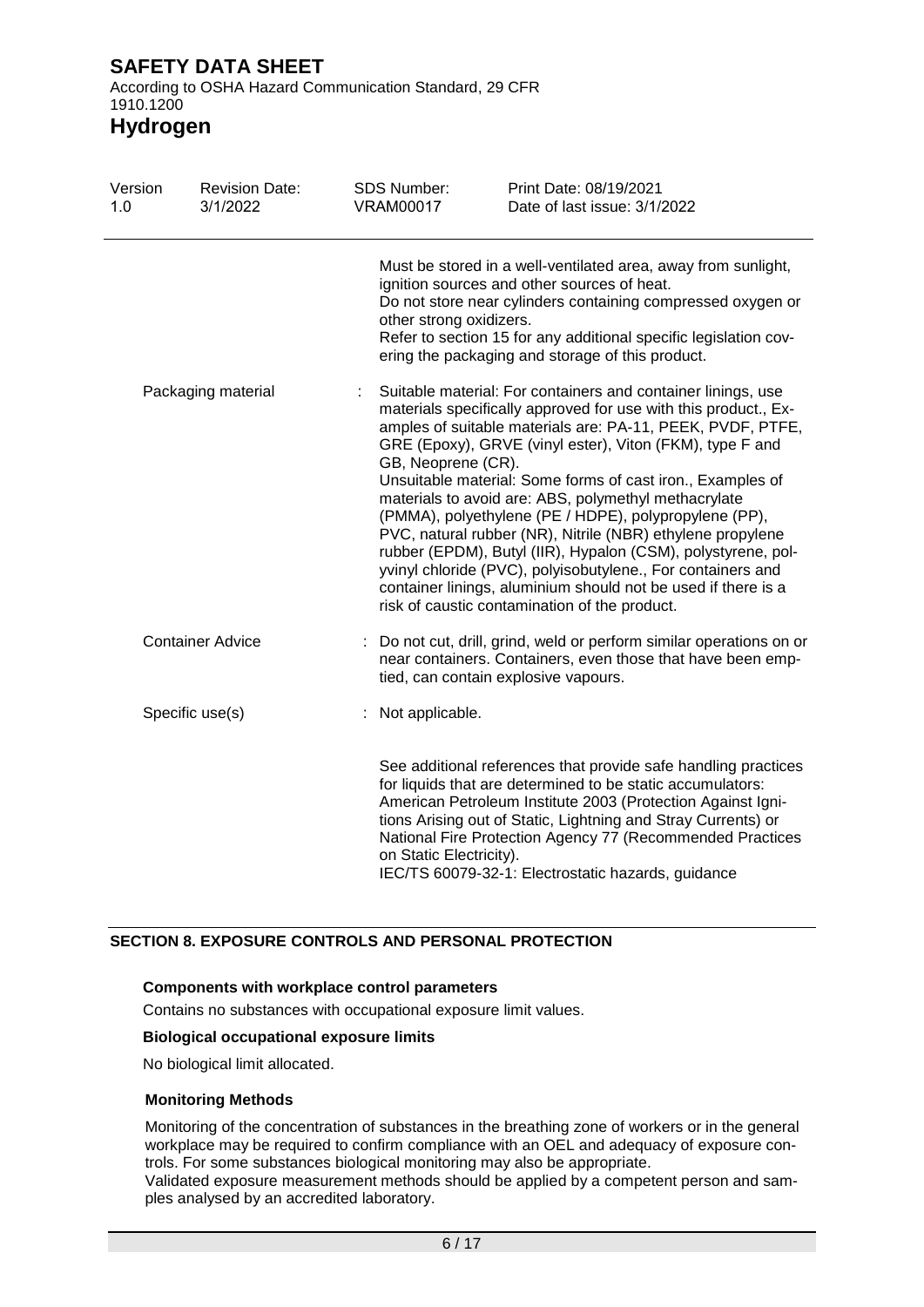Must be stored in a well-ventilated area, away from sunlight, ignition sources and other sources of heat.
Do not store near cylinders containing compressed oxygen or other strong oxidizers.
Refer to section 15 for any additional specific legislation covering the packaging and storage of this product.

Packaging material : Suitable material: For containers and container linings, use materials specifically approved for use with this product., Examples of suitable materials are: PA-11, PEEK, PVDF, PTFE, GRE (Epoxy), GRVE (vinyl ester), Viton (FKM), type F and GB, Neoprene (CR).
Unsuitable material: Some forms of cast iron., Examples of materials to avoid are: ABS, polymethyl methacrylate (PMMA), polyethylene (PE / HDPE), polypropylene (PP), PVC, natural rubber (NR), Nitrile (NBR) ethylene propylene rubber (EPDM), Butyl (IIR), Hypalon (CSM), polystyrene, polyvinyl chloride (PVC), polyisobutylene., For containers and container linings, aluminium should not be used if there is a risk of caustic contamination of the product.

Container Advice : Do not cut, drill, grind, weld or perform similar operations on or near containers. Containers, even those that have been emptied, can contain explosive vapours.

Specific use(s) : Not applicable.

See additional references that provide safe handling practices for liquids that are determined to be static accumulators: American Petroleum Institute 2003 (Protection Against Ignitions Arising out of Static, Lightning and Stray Currents) or National Fire Protection Agency 77 (Recommended Practices on Static Electricity).
IEC/TS 60079-32-1: Electrostatic hazards, guidance

## SECTION 8. EXPOSURE CONTROLS AND PERSONAL PROTECTION

**Components with workplace control parameters**

Contains no substances with occupational exposure limit values.

**Biological occupational exposure limits**

No biological limit allocated.

**Monitoring Methods**

Monitoring of the concentration of substances in the breathing zone of workers or in the general workplace may be required to confirm compliance with an OEL and adequacy of exposure controls. For some substances biological monitoring may also be appropriate.
Validated exposure measurement methods should be applied by a competent person and samples analysed by an accredited laboratory.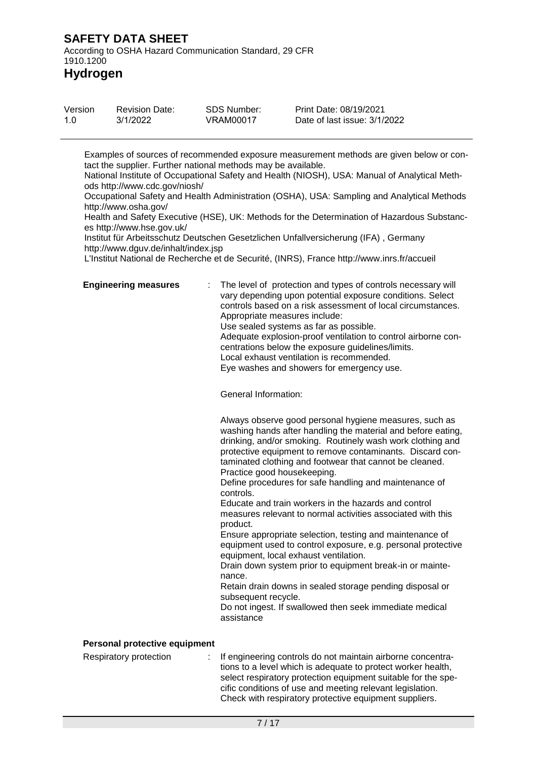Examples of sources of recommended exposure measurement methods are given below or contact the supplier. Further national methods may be available.
National Institute of Occupational Safety and Health (NIOSH), USA: Manual of Analytical Methods http://www.cdc.gov/niosh/
Occupational Safety and Health Administration (OSHA), USA: Sampling and Analytical Methods http://www.osha.gov/
Health and Safety Executive (HSE), UK: Methods for the Determination of Hazardous Substances http://www.hse.gov.uk/
Institut für Arbeitsschutz Deutschen Gesetzlichen Unfallversicherung (IFA) , Germany http://www.dguv.de/inhalt/index.jsp
L'Institut National de Recherche et de Securité, (INRS), France http://www.inrs.fr/accueil

**Engineering measures** : The level of protection and types of controls necessary will vary depending upon potential exposure conditions. Select controls based on a risk assessment of local circumstances.
Appropriate measures include:
Use sealed systems as far as possible.
Adequate explosion-proof ventilation to control airborne concentrations below the exposure guidelines/limits.
Local exhaust ventilation is recommended.
Eye washes and showers for emergency use.

General Information:

Always observe good personal hygiene measures, such as washing hands after handling the material and before eating, drinking, and/or smoking. Routinely wash work clothing and protective equipment to remove contaminants. Discard contaminated clothing and footwear that cannot be cleaned.
Practice good housekeeping.
Define procedures for safe handling and maintenance of controls.
Educate and train workers in the hazards and control measures relevant to normal activities associated with this product.
Ensure appropriate selection, testing and maintenance of equipment used to control exposure, e.g. personal protective equipment, local exhaust ventilation.
Drain down system prior to equipment break-in or maintenance.
Retain drain downs in sealed storage pending disposal or subsequent recycle.
Do not ingest. If swallowed then seek immediate medical assistance

**Personal protective equipment**

Respiratory protection : If engineering controls do not maintain airborne concentrations to a level which is adequate to protect worker health, select respiratory protection equipment suitable for the specific conditions of use and meeting relevant legislation.
Check with respiratory protective equipment suppliers.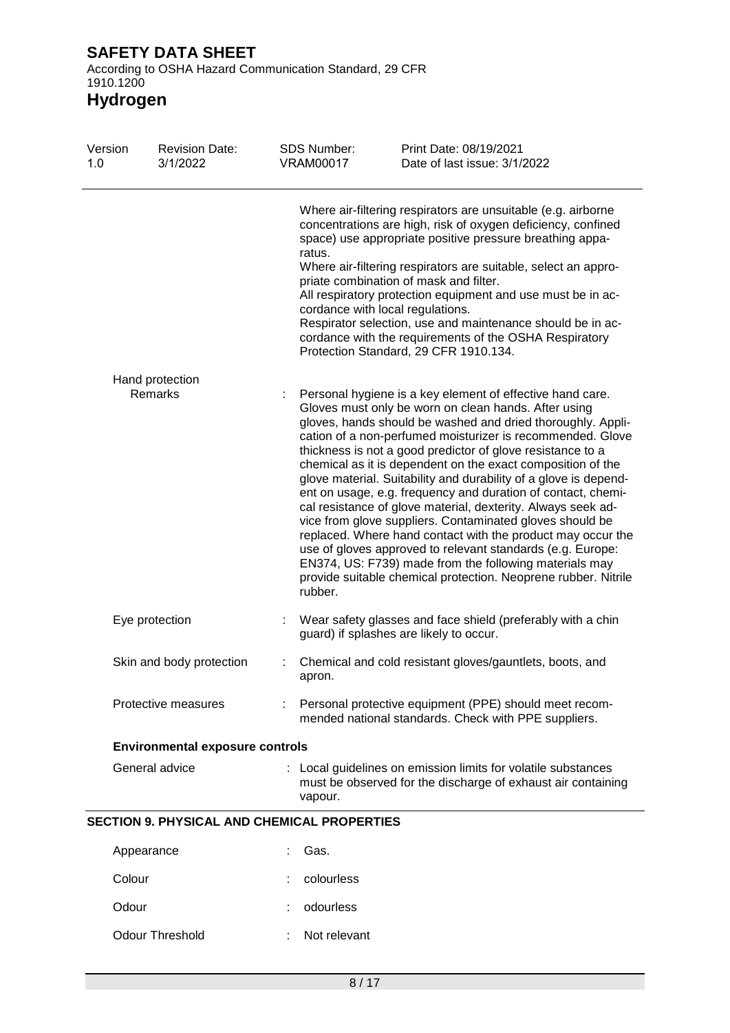Where air-filtering respirators are unsuitable (e.g. airborne concentrations are high, risk of oxygen deficiency, confined space) use appropriate positive pressure breathing apparatus.
Where air-filtering respirators are suitable, select an appropriate combination of mask and filter.
All respiratory protection equipment and use must be in accordance with local regulations.
Respirator selection, use and maintenance should be in accordance with the requirements of the OSHA Respiratory Protection Standard, 29 CFR 1910.134.

Hand protection

Remarks : Personal hygiene is a key element of effective hand care. Gloves must only be worn on clean hands. After using gloves, hands should be washed and dried thoroughly. Application of a non-perfumed moisturizer is recommended. Glove thickness is not a good predictor of glove resistance to a chemical as it is dependent on the exact composition of the glove material. Suitability and durability of a glove is dependent on usage, e.g. frequency and duration of contact, chemical resistance of glove material, dexterity. Always seek advice from glove suppliers. Contaminated gloves should be replaced. Where hand contact with the product may occur the use of gloves approved to relevant standards (e.g. Europe: EN374, US: F739) made from the following materials may provide suitable chemical protection. Neoprene rubber. Nitrile rubber.

Eye protection : Wear safety glasses and face shield (preferably with a chin guard) if splashes are likely to occur.

Skin and body protection : Chemical and cold resistant gloves/gauntlets, boots, and apron.

Protective measures : Personal protective equipment (PPE) should meet recommended national standards. Check with PPE suppliers.

**Environmental exposure controls**

General advice : Local guidelines on emission limits for volatile substances must be observed for the discharge of exhaust air containing vapour.

## SECTION 9. PHYSICAL AND CHEMICAL PROPERTIES

Appearance : Gas.

Colour : colourless

Odour : odourless

Odour Threshold : Not relevant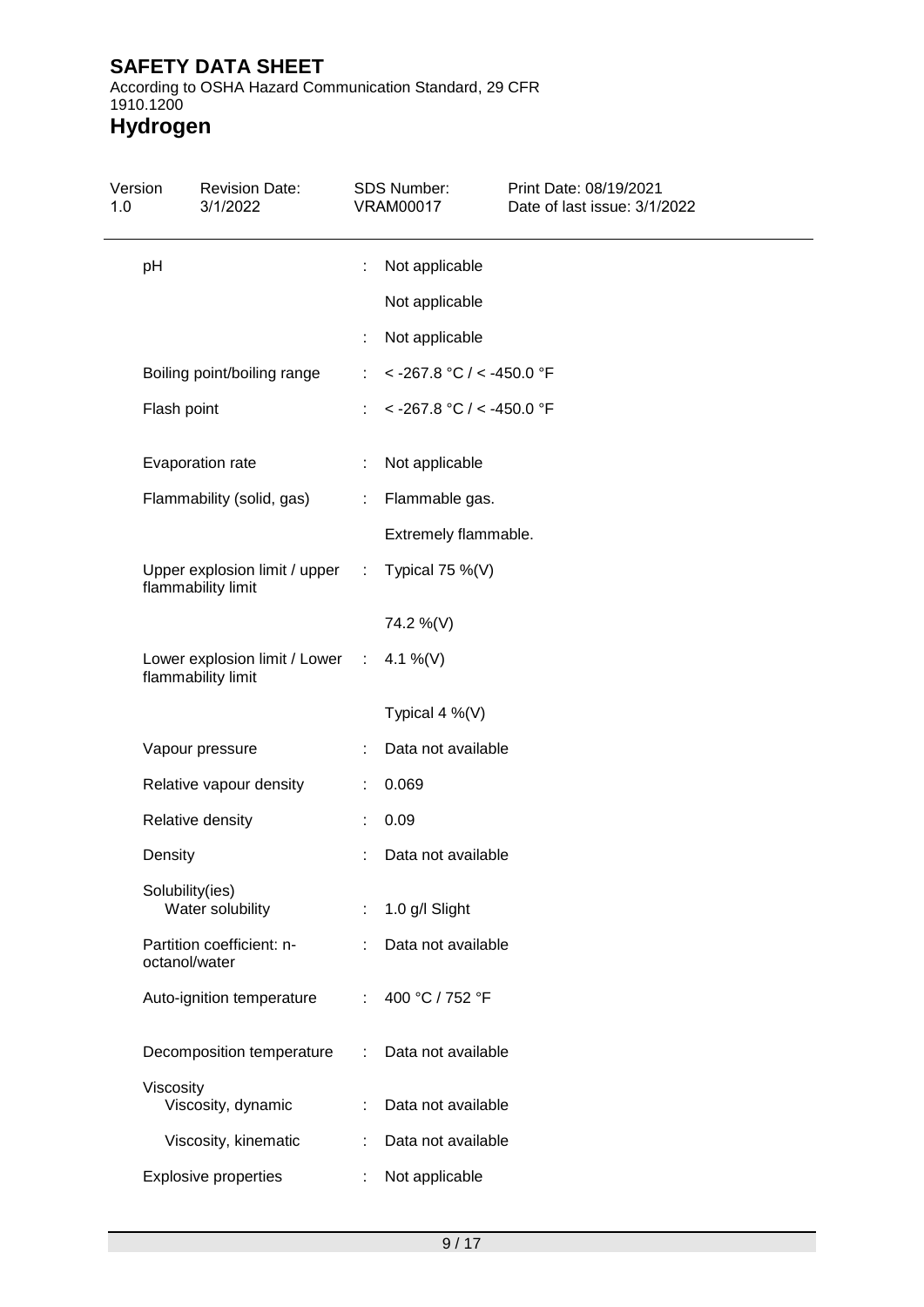| | | |
|---|---|---|
| pH | : | Not applicable |
| | | Not applicable |
| | : | Not applicable |
| Boiling point/boiling range | : | < -267.8 °C / < -450.0 °F |
| Flash point | : | < -267.8 °C / < -450.0 °F |
| Evaporation rate | : | Not applicable |
| Flammability (solid, gas) | : | Flammable gas. |
| | | Extremely flammable. |
| Upper explosion limit / upper flammability limit | : | Typical 75 %(V) |
| | | 74.2 %(V) |
| Lower explosion limit / Lower flammability limit | : | 4.1 %(V) |
| | | Typical 4 %(V) |
| Vapour pressure | : | Data not available |
| Relative vapour density | : | 0.069 |
| Relative density | : | 0.09 |
| Density | : | Data not available |
| Solubility(ies) | | |
| Water solubility | : | 1.0 g/l Slight |
| Partition coefficient: n-octanol/water | : | Data not available |
| Auto-ignition temperature | : | 400 °C / 752 °F |
| Decomposition temperature | : | Data not available |
| Viscosity | | |
| Viscosity, dynamic | : | Data not available |
| Viscosity, kinematic | : | Data not available |
| Explosive properties | : | Not applicable |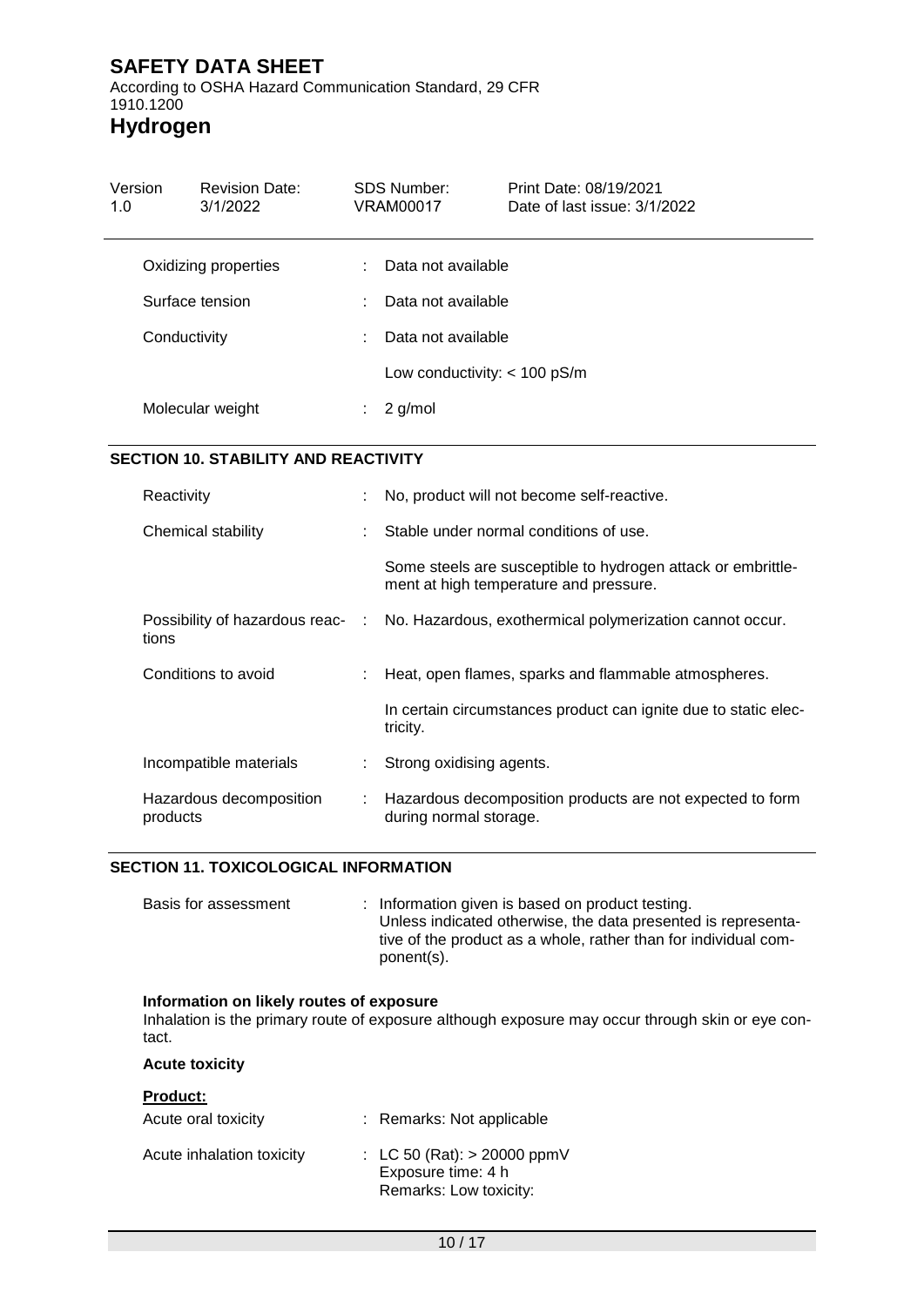| | | |
|---|---|---|
| Oxidizing properties | : | Data not available |
| Surface tension | : | Data not available |
| Conductivity | : | Data not available<br><br>Low conductivity: < 100 pS/m |
| Molecular weight | : | 2 g/mol |

## SECTION 10. STABILITY AND REACTIVITY

| | | |
|---|---|---|
| Reactivity | : | No, product will not become self-reactive. |
| Chemical stability | : | Stable under normal conditions of use.<br><br>Some steels are susceptible to hydrogen attack or embrittlement at high temperature and pressure. |
| Possibility of hazardous reactions | : | No. Hazardous, exothermical polymerization cannot occur. |
| Conditions to avoid | : | Heat, open flames, sparks and flammable atmospheres.<br><br>In certain circumstances product can ignite due to static electricity. |
| Incompatible materials | : | Strong oxidising agents. |
| Hazardous decomposition products | : | Hazardous decomposition products are not expected to form during normal storage. |

## SECTION 11. TOXICOLOGICAL INFORMATION

| | | |
|---|---|---|
| Basis for assessment | : | Information given is based on product testing.<br>Unless indicated otherwise, the data presented is representative of the product as a whole, rather than for individual component(s). |

**Information on likely routes of exposure**

Inhalation is the primary route of exposure although exposure may occur through skin or eye contact.

**Acute toxicity**

**Product:**

| | | |
|---|---|---|
| Acute oral toxicity | : | Remarks: Not applicable |
| Acute inhalation toxicity | : | LC 50 (Rat): > 20000 ppmV<br>Exposure time: 4 h<br>Remarks: Low toxicity: |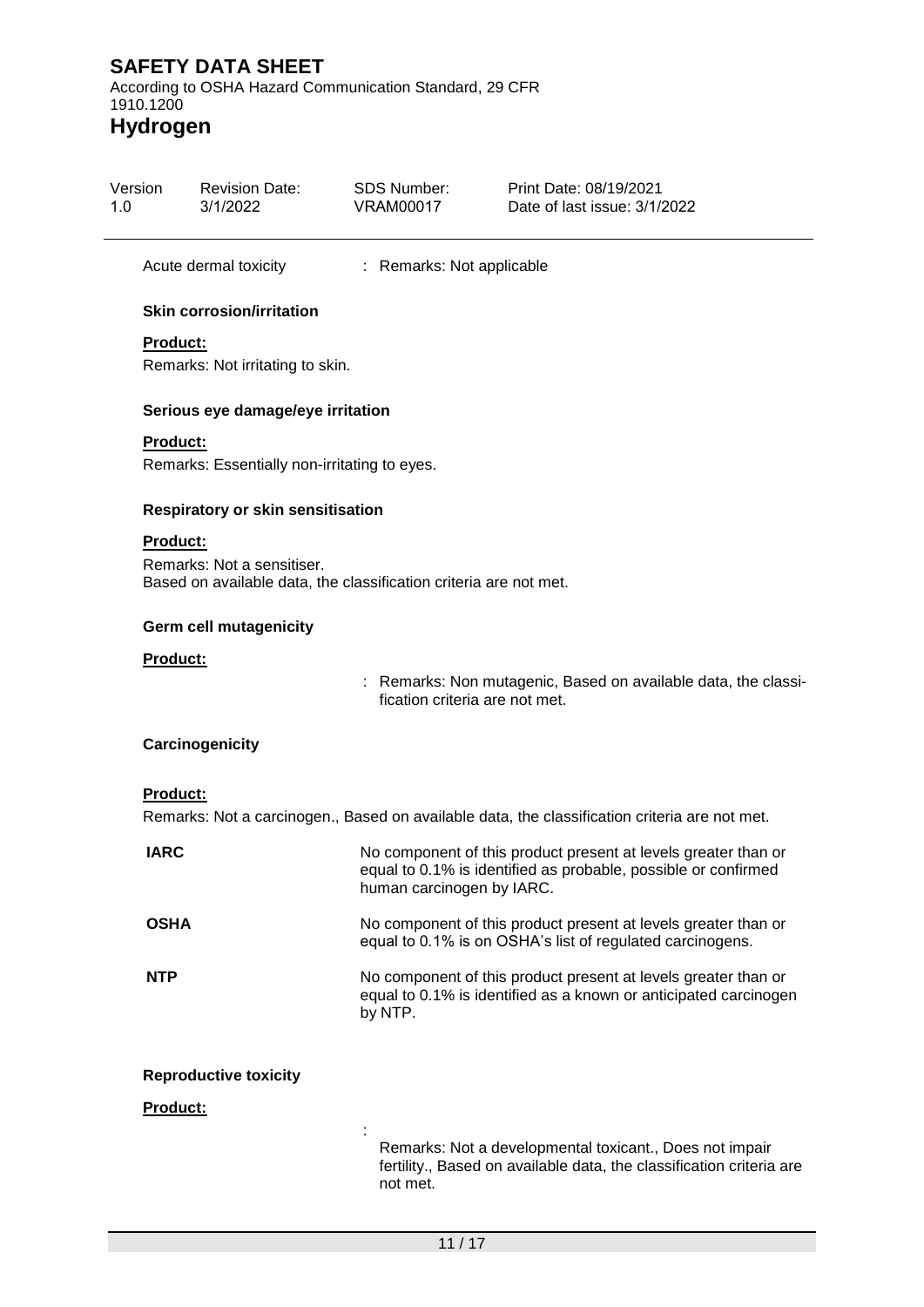Acute dermal toxicity : Remarks: Not applicable

**Skin corrosion/irritation**

**Product:**

Remarks: Not irritating to skin.

**Serious eye damage/eye irritation**

**Product:**

Remarks: Essentially non-irritating to eyes.

**Respiratory or skin sensitisation**

**Product:**

Remarks: Not a sensitiser.
Based on available data, the classification criteria are not met.

**Germ cell mutagenicity**

**Product:**

: Remarks: Non mutagenic, Based on available data, the classification criteria are not met.

**Carcinogenicity**

**Product:**

Remarks: Not a carcinogen., Based on available data, the classification criteria are not met.

| | |
|---|---|
| **IARC** | No component of this product present at levels greater than or equal to 0.1% is identified as probable, possible or confirmed human carcinogen by IARC. |
| **OSHA** | No component of this product present at levels greater than or equal to 0.1% is on OSHA's list of regulated carcinogens. |
| **NTP** | No component of this product present at levels greater than or equal to 0.1% is identified as a known or anticipated carcinogen by NTP. |

**Reproductive toxicity**

**Product:**

: Remarks: Not a developmental toxicant., Does not impair fertility., Based on available data, the classification criteria are not met.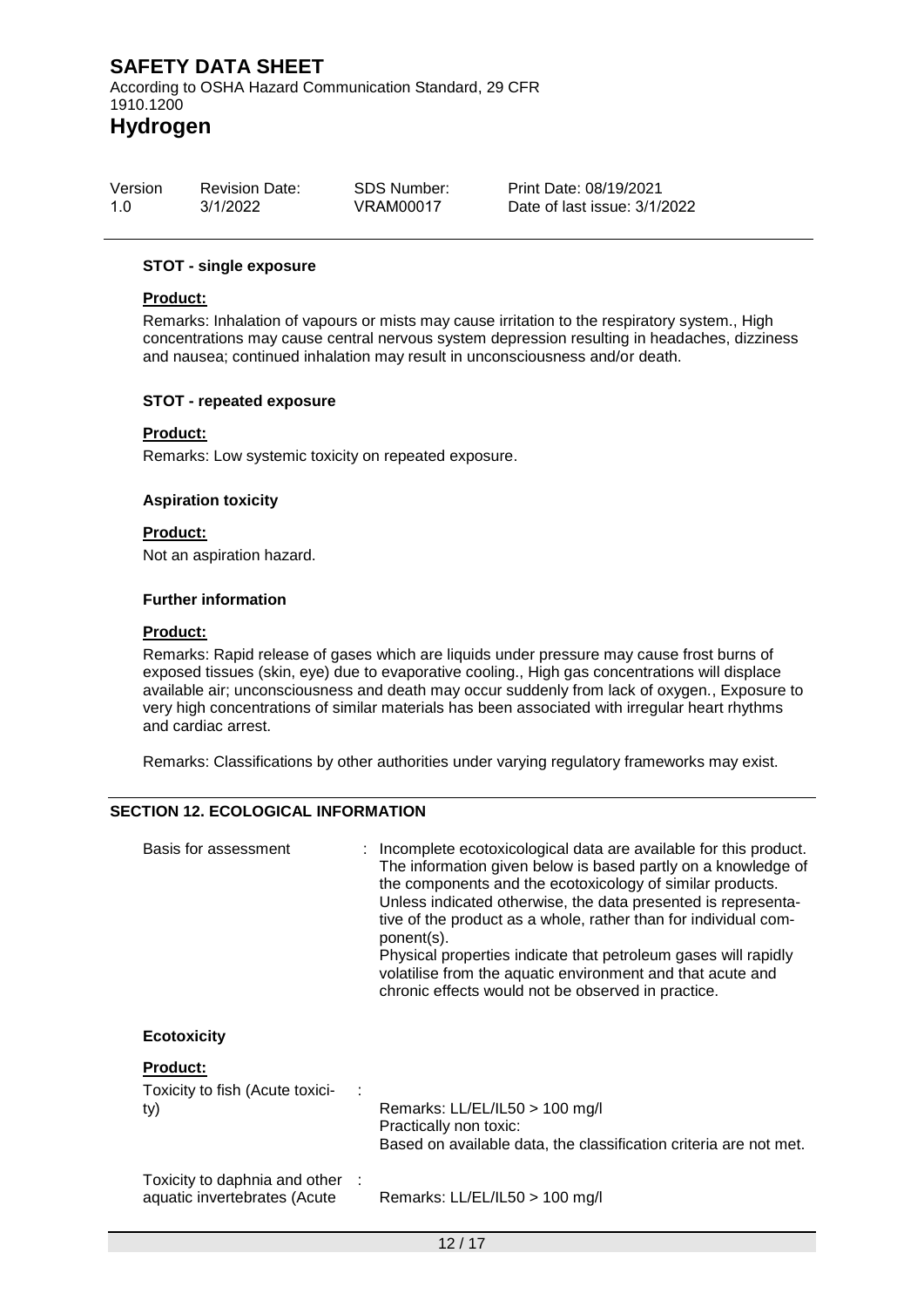### STOT - single exposure

**Product:**

Remarks: Inhalation of vapours or mists may cause irritation to the respiratory system., High concentrations may cause central nervous system depression resulting in headaches, dizziness and nausea; continued inhalation may result in unconsciousness and/or death.

### STOT - repeated exposure

**Product:**

Remarks: Low systemic toxicity on repeated exposure.

### Aspiration toxicity

**Product:**

Not an aspiration hazard.

### Further information

**Product:**

Remarks: Rapid release of gases which are liquids under pressure may cause frost burns of exposed tissues (skin, eye) due to evaporative cooling., High gas concentrations will displace available air; unconsciousness and death may occur suddenly from lack of oxygen., Exposure to very high concentrations of similar materials has been associated with irregular heart rhythms and cardiac arrest.

Remarks: Classifications by other authorities under varying regulatory frameworks may exist.

## SECTION 12. ECOLOGICAL INFORMATION

| | |
|---|---|
| Basis for assessment | : Incomplete ecotoxicological data are available for this product. The information given below is based partly on a knowledge of the components and the ecotoxicology of similar products. Unless indicated otherwise, the data presented is representative of the product as a whole, rather than for individual component(s). Physical properties indicate that petroleum gases will rapidly volatilise from the aquatic environment and that acute and chronic effects would not be observed in practice. |

### Ecotoxicity

**Product:**

| | |
|---|---|
| Toxicity to fish (Acute toxicity) | : Remarks: LL/EL/IL50 > 100 mg/l<br>Practically non toxic:<br>Based on available data, the classification criteria are not met. |
| Toxicity to daphnia and other aquatic invertebrates (Acute | : Remarks: LL/EL/IL50 > 100 mg/l |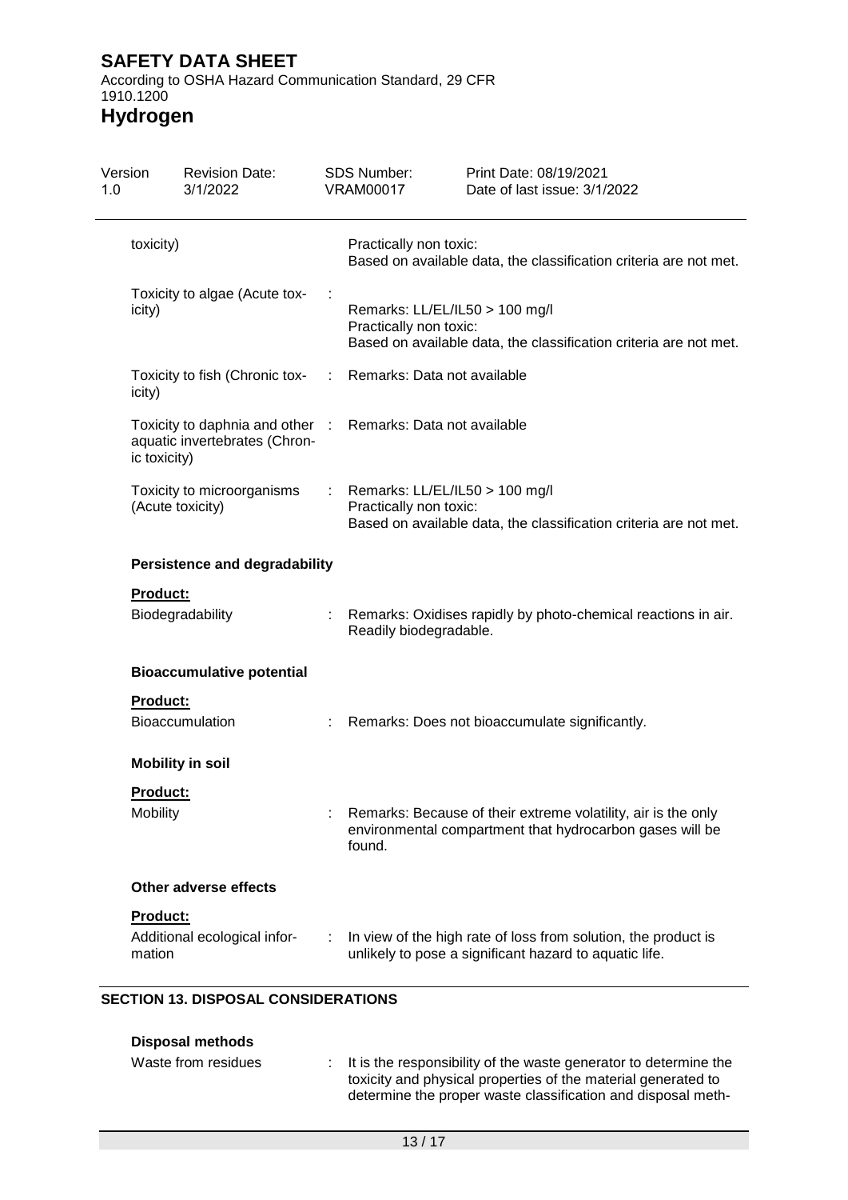| | | |
|---|---|---|
| toxicity) | | Practically non toxic:<br>Based on available data, the classification criteria are not met. |
| Toxicity to algae (Acute toxicity) | : | Remarks: LL/EL/IL50 > 100 mg/l<br>Practically non toxic:<br>Based on available data, the classification criteria are not met. |
| Toxicity to fish (Chronic toxicity) | : | Remarks: Data not available |
| Toxicity to daphnia and other aquatic invertebrates (Chronic toxicity) | : | Remarks: Data not available |
| Toxicity to microorganisms (Acute toxicity) | : | Remarks: LL/EL/IL50 > 100 mg/l<br>Practically non toxic:<br>Based on available data, the classification criteria are not met. |

**Persistence and degradability**

**Product:**

| | | |
|---|---|---|
| Biodegradability | : | Remarks: Oxidises rapidly by photo-chemical reactions in air.<br>Readily biodegradable. |

**Bioaccumulative potential**

**Product:**

| | | |
|---|---|---|
| Bioaccumulation | : | Remarks: Does not bioaccumulate significantly. |

**Mobility in soil**

**Product:**

| | | |
|---|---|---|
| Mobility | : | Remarks: Because of their extreme volatility, air is the only environmental compartment that hydrocarbon gases will be found. |

**Other adverse effects**

**Product:**

| | | |
|---|---|---|
| Additional ecological information | : | In view of the high rate of loss from solution, the product is unlikely to pose a significant hazard to aquatic life. |

## SECTION 13. DISPOSAL CONSIDERATIONS

**Disposal methods**

| | | |
|---|---|---|
| Waste from residues | : | It is the responsibility of the waste generator to determine the toxicity and physical properties of the material generated to determine the proper waste classification and disposal meth- |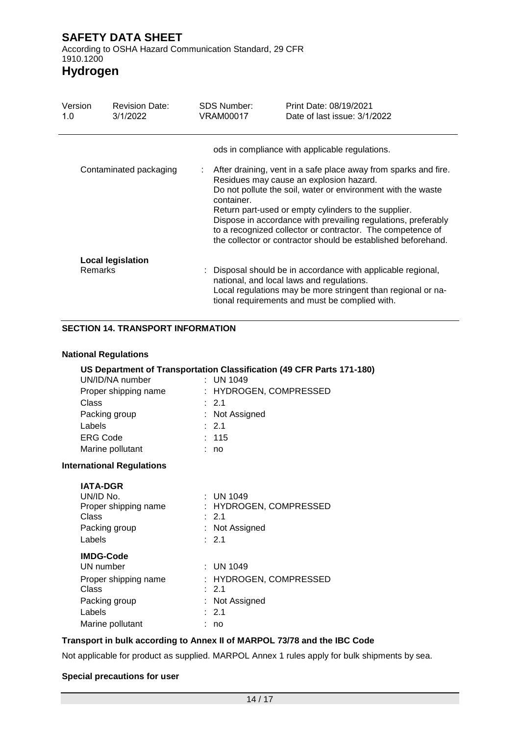ods in compliance with applicable regulations.

| | |
|---|---|
| Contaminated packaging | : After draining, vent in a safe place away from sparks and fire. Residues may cause an explosion hazard. Do not pollute the soil, water or environment with the waste container. Return part-used or empty cylinders to the supplier. Dispose in accordance with prevailing regulations, preferably to a recognized collector or contractor. The competence of the collector or contractor should be established beforehand. |

**Local legislation**

| | |
|---|---|
| Remarks | : Disposal should be in accordance with applicable regional, national, and local laws and regulations. Local regulations may be more stringent than regional or national requirements and must be complied with. |

**SECTION 14. TRANSPORT INFORMATION**

**National Regulations**

**US Department of Transportation Classification (49 CFR Parts 171-180)**

| | |
|---|---|
| UN/ID/NA number | : UN 1049 |
| Proper shipping name | : HYDROGEN, COMPRESSED |
| Class | : 2.1 |
| Packing group | : Not Assigned |
| Labels | : 2.1 |
| ERG Code | : 115 |
| Marine pollutant | : no |

**International Regulations**

**IATA-DGR**

| | |
|---|---|
| UN/ID No. | : UN 1049 |
| Proper shipping name | : HYDROGEN, COMPRESSED |
| Class | : 2.1 |
| Packing group | : Not Assigned |
| Labels | : 2.1 |

**IMDG-Code**

| | |
|---|---|
| UN number | : UN 1049 |
| Proper shipping name | : HYDROGEN, COMPRESSED |
| Class | : 2.1 |
| Packing group | : Not Assigned |
| Labels | : 2.1 |
| Marine pollutant | : no |

**Transport in bulk according to Annex II of MARPOL 73/78 and the IBC Code**

Not applicable for product as supplied. MARPOL Annex 1 rules apply for bulk shipments by sea.

**Special precautions for user**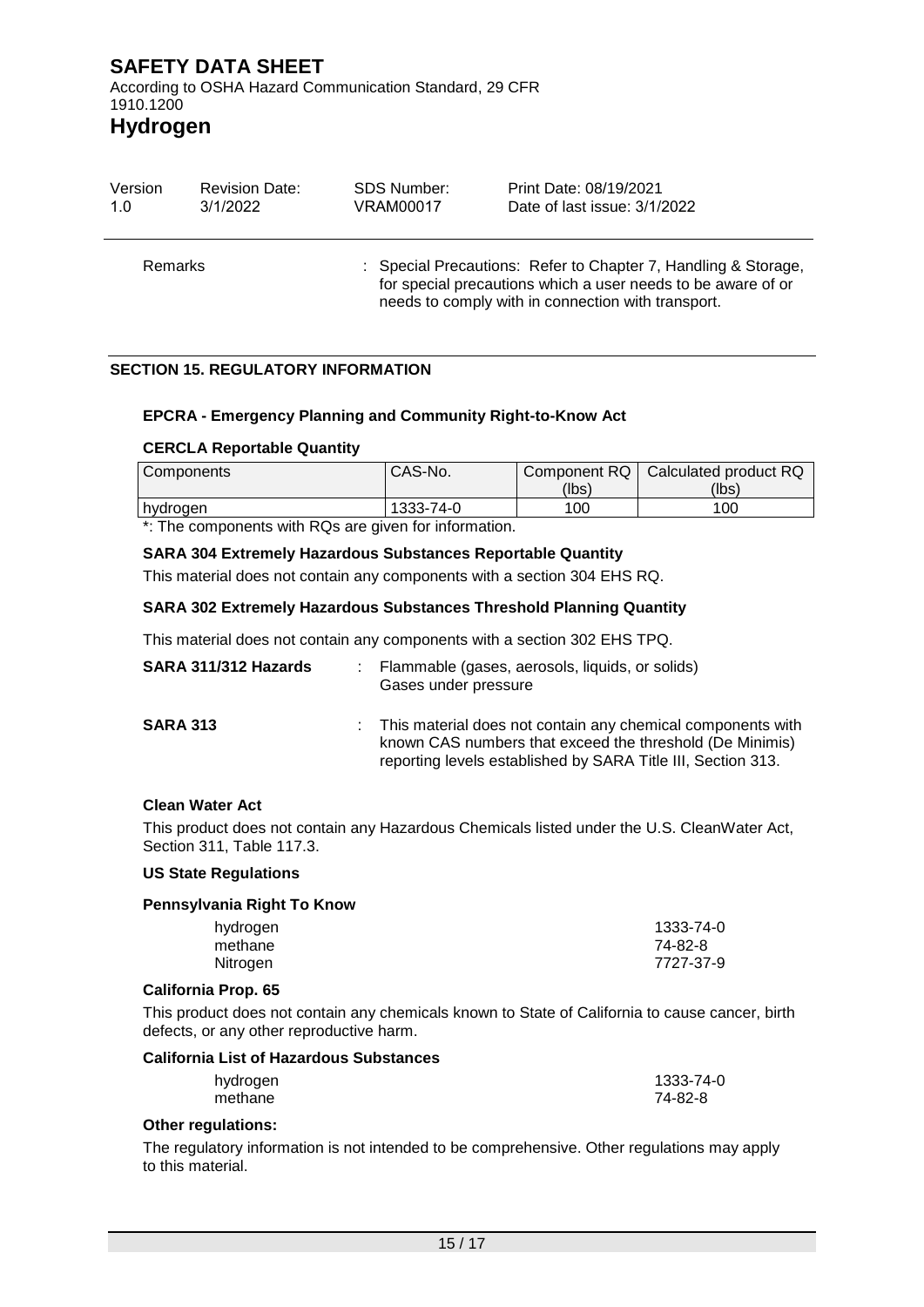| | |
|---|---|
| Remarks | : Special Precautions: Refer to Chapter 7, Handling & Storage, for special precautions which a user needs to be aware of or needs to comply with in connection with transport. |

## SECTION 15. REGULATORY INFORMATION

### EPCRA - Emergency Planning and Community Right-to-Know Act

**CERCLA Reportable Quantity**

| Components | CAS-No. | Component RQ (lbs) | Calculated product RQ (lbs) |
|---|---|---|---|
| hydrogen | 1333-74-0 | 100 | 100 |

*: The components with RQs are given for information.

**SARA 304 Extremely Hazardous Substances Reportable Quantity**

This material does not contain any components with a section 304 EHS RQ.

**SARA 302 Extremely Hazardous Substances Threshold Planning Quantity**

This material does not contain any components with a section 302 EHS TPQ.

| | |
|---|---|
| **SARA 311/312 Hazards** | : Flammable (gases, aerosols, liquids, or solids)<br>Gases under pressure |
| **SARA 313** | : This material does not contain any chemical components with known CAS numbers that exceed the threshold (De Minimis) reporting levels established by SARA Title III, Section 313. |

**Clean Water Act**

This product does not contain any Hazardous Chemicals listed under the U.S. CleanWater Act, Section 311, Table 117.3.

**US State Regulations**

**Pennsylvania Right To Know**

| | |
|---|---|
| hydrogen | 1333-74-0 |
| methane | 74-82-8 |
| Nitrogen | 7727-37-9 |

**California Prop. 65**

This product does not contain any chemicals known to State of California to cause cancer, birth defects, or any other reproductive harm.

**California List of Hazardous Substances**

| | |
|---|---|
| hydrogen | 1333-74-0 |
| methane | 74-82-8 |

**Other regulations:**

The regulatory information is not intended to be comprehensive. Other regulations may apply to this material.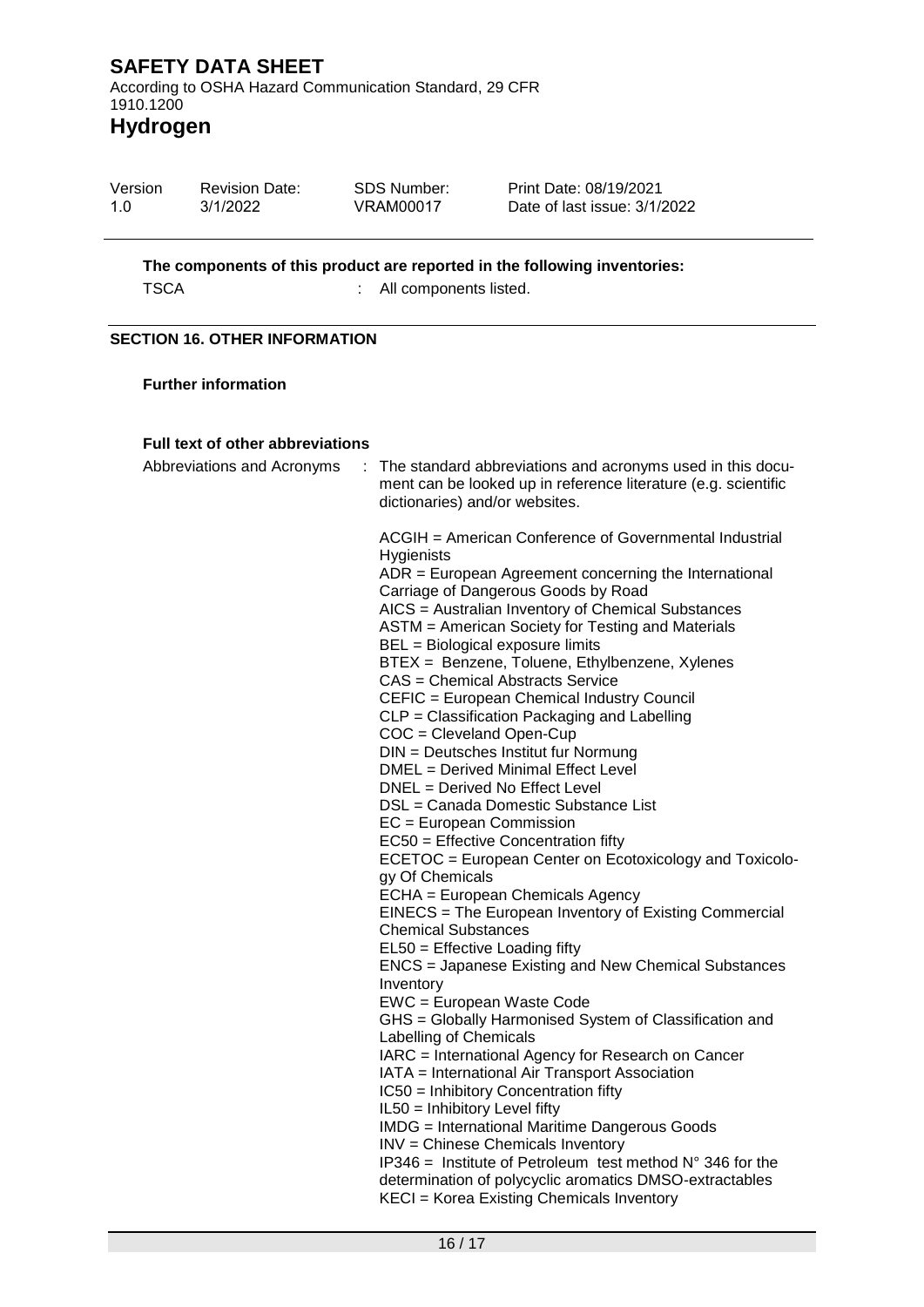The components of this product are reported in the following inventories:

TSCA : All components listed.

## SECTION 16. OTHER INFORMATION

**Further information**

**Full text of other abbreviations**

Abbreviations and Acronyms : The standard abbreviations and acronyms used in this document can be looked up in reference literature (e.g. scientific dictionaries) and/or websites.

ACGIH = American Conference of Governmental Industrial Hygienists
ADR = European Agreement concerning the International Carriage of Dangerous Goods by Road
AICS = Australian Inventory of Chemical Substances
ASTM = American Society for Testing and Materials
BEL = Biological exposure limits
BTEX = Benzene, Toluene, Ethylbenzene, Xylenes
CAS = Chemical Abstracts Service
CEFIC = European Chemical Industry Council
CLP = Classification Packaging and Labelling
COC = Cleveland Open-Cup
DIN = Deutsches Institut fur Normung
DMEL = Derived Minimal Effect Level
DNEL = Derived No Effect Level
DSL = Canada Domestic Substance List
EC = European Commission
EC50 = Effective Concentration fifty
ECETOC = European Center on Ecotoxicology and Toxicology Of Chemicals
ECHA = European Chemicals Agency
EINECS = The European Inventory of Existing Commercial Chemical Substances
EL50 = Effective Loading fifty
ENCS = Japanese Existing and New Chemical Substances Inventory
EWC = European Waste Code
GHS = Globally Harmonised System of Classification and Labelling of Chemicals
IARC = International Agency for Research on Cancer
IATA = International Air Transport Association
IC50 = Inhibitory Concentration fifty
IL50 = Inhibitory Level fifty
IMDG = International Maritime Dangerous Goods
INV = Chinese Chemicals Inventory
IP346 = Institute of Petroleum test method N° 346 for the determination of polycyclic aromatics DMSO-extractables
KECI = Korea Existing Chemicals Inventory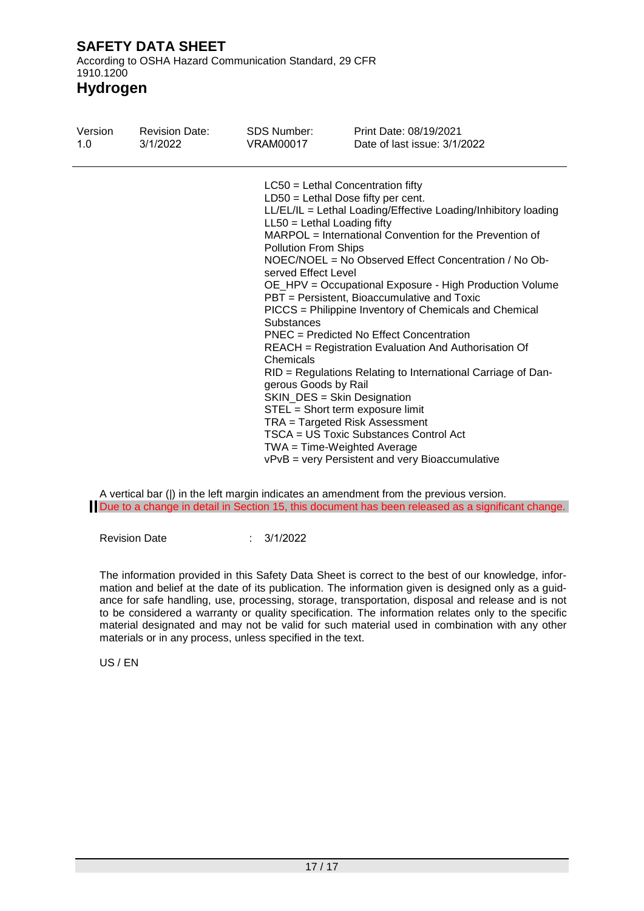LC50 = Lethal Concentration fifty
LD50 = Lethal Dose fifty per cent.
LL/EL/IL = Lethal Loading/Effective Loading/Inhibitory loading
LL50 = Lethal Loading fifty
MARPOL = International Convention for the Prevention of Pollution From Ships
NOEC/NOEL = No Observed Effect Concentration / No Observed Effect Level
OE_HPV = Occupational Exposure - High Production Volume
PBT = Persistent, Bioaccumulative and Toxic
PICCS = Philippine Inventory of Chemicals and Chemical Substances
PNEC = Predicted No Effect Concentration
REACH = Registration Evaluation And Authorisation Of Chemicals
RID = Regulations Relating to International Carriage of Dangerous Goods by Rail
SKIN_DES = Skin Designation
STEL = Short term exposure limit
TRA = Targeted Risk Assessment
TSCA = US Toxic Substances Control Act
TWA = Time-Weighted Average
vPvB = very Persistent and very Bioaccumulative

A vertical bar (|) in the left margin indicates an amendment from the previous version.

Due to a change in detail in Section 15, this document has been released as a significant change.

Revision Date : 3/1/2022

The information provided in this Safety Data Sheet is correct to the best of our knowledge, information and belief at the date of its publication. The information given is designed only as a guidance for safe handling, use, processing, storage, transportation, disposal and release and is not to be considered a warranty or quality specification. The information relates only to the specific material designated and may not be valid for such material used in combination with any other materials or in any process, unless specified in the text.

US / EN